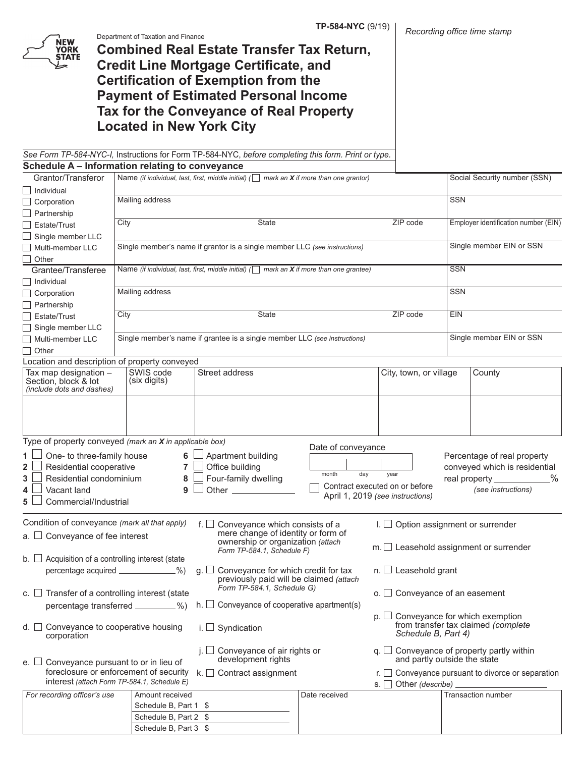TP-584-NYC (9/19)

Department of Taxation and Finance

Recording office time stamp

# Combined Real Estate Transfer Tax Return, Credit Line Mortgage Certificate, and Certification of Exemption from the Payment of Estimated Personal Income Tax for the Conveyance of Real Property Located in New York City

*See Form TP-584-NYC-I,* Instructions for Form TP-584-NYC, *before completing this form. Print or type.*

## Schedule A – Information relating to conveyance

| Grantor/Transferor | | | | |
|---|---|---|---|---|
| ☐ Individual<br>☐ Corporation | Name *(if individual, last, first, middle initial)* (☐ *mark an X if more than one grantor)* | | | Social Security number (SSN) |
| ☐ Partnership | Mailing address | | | SSN |
| ☐ Estate/Trust<br>☐ Single member LLC | City | State | ZIP code | Employer identification number (EIN) |
| ☐ Multi-member LLC<br>☐ Other | Single member's name if grantor is a single member LLC *(see instructions)* | | | Single member EIN or SSN |

| Grantee/Transferee | | | | |
|---|---|---|---|---|
| ☐ Individual<br>☐ Corporation | Name *(if individual, last, first, middle initial)* (☐ *mark an X if more than one grantee)* | | | SSN |
| ☐ Partnership | Mailing address | | | SSN |
| ☐ Estate/Trust<br>☐ Single member LLC | City | State | ZIP code | EIN |
| ☐ Multi-member LLC<br>☐ Other | Single member's name if grantee is a single member LLC *(see instructions)* | | | Single member EIN or SSN |

Location and description of property conveyed

| Tax map designation – Section, block & lot *(include dots and dashes)* | SWIS code (six digits) | Street address | City, town, or village | County |
|---|---|---|---|---|
| | | | | |

Type of property conveyed *(mark an X in applicable box)*

1 ☐ One- to three-family house
2 ☐ Residential cooperative
3 ☐ Residential condominium
4 ☐ Vacant land
5 ☐ Commercial/Industrial
6 ☐ Apartment building
7 ☐ Office building
8 ☐ Four-family dwelling
9 ☐ Other ______________

Date of conveyance

| month | day | year |
|---|---|---|
| | | |

☐ Contract executed on or before April 1, 2019 *(see instructions)*

Percentage of real property conveyed which is residential real property ____________% *(see instructions)*

Condition of conveyance *(mark all that apply)*

a. ☐ Conveyance of fee interest

b. ☐ Acquisition of a controlling interest (state percentage acquired ____________%)

c. ☐ Transfer of a controlling interest (state percentage transferred _________%)

d. ☐ Conveyance to cooperative housing corporation

e. ☐ Conveyance pursuant to or in lieu of foreclosure or enforcement of security interest *(attach Form TP-584.1, Schedule E)*

f. ☐ Conveyance which consists of a mere change of identity or form of ownership or organization *(attach Form TP-584.1, Schedule F)*

g. ☐ Conveyance for which credit for tax previously paid will be claimed *(attach Form TP-584.1, Schedule G)*

h. ☐ Conveyance of cooperative apartment(s)

i. ☐ Syndication

j. ☐ Conveyance of air rights or development rights

k. ☐ Contract assignment

l. ☐ Option assignment or surrender

m. ☐ Leasehold assignment or surrender

n. ☐ Leasehold grant

o. ☐ Conveyance of an easement

p. ☐ Conveyance for which exemption from transfer tax claimed *(complete Schedule B, Part 4)*

q. ☐ Conveyance of property partly within and partly outside the state

r. ☐ Conveyance pursuant to divorce or separation

s. ☐ Other *(describe)* ______________________

| *For recording officer's use* | Amount received | Date received | Transaction number |
|---|---|---|---|
| | Schedule B, Part 1 $ | | |
| | Schedule B, Part 2 $ | | |
| | Schedule B, Part 3 $ | | |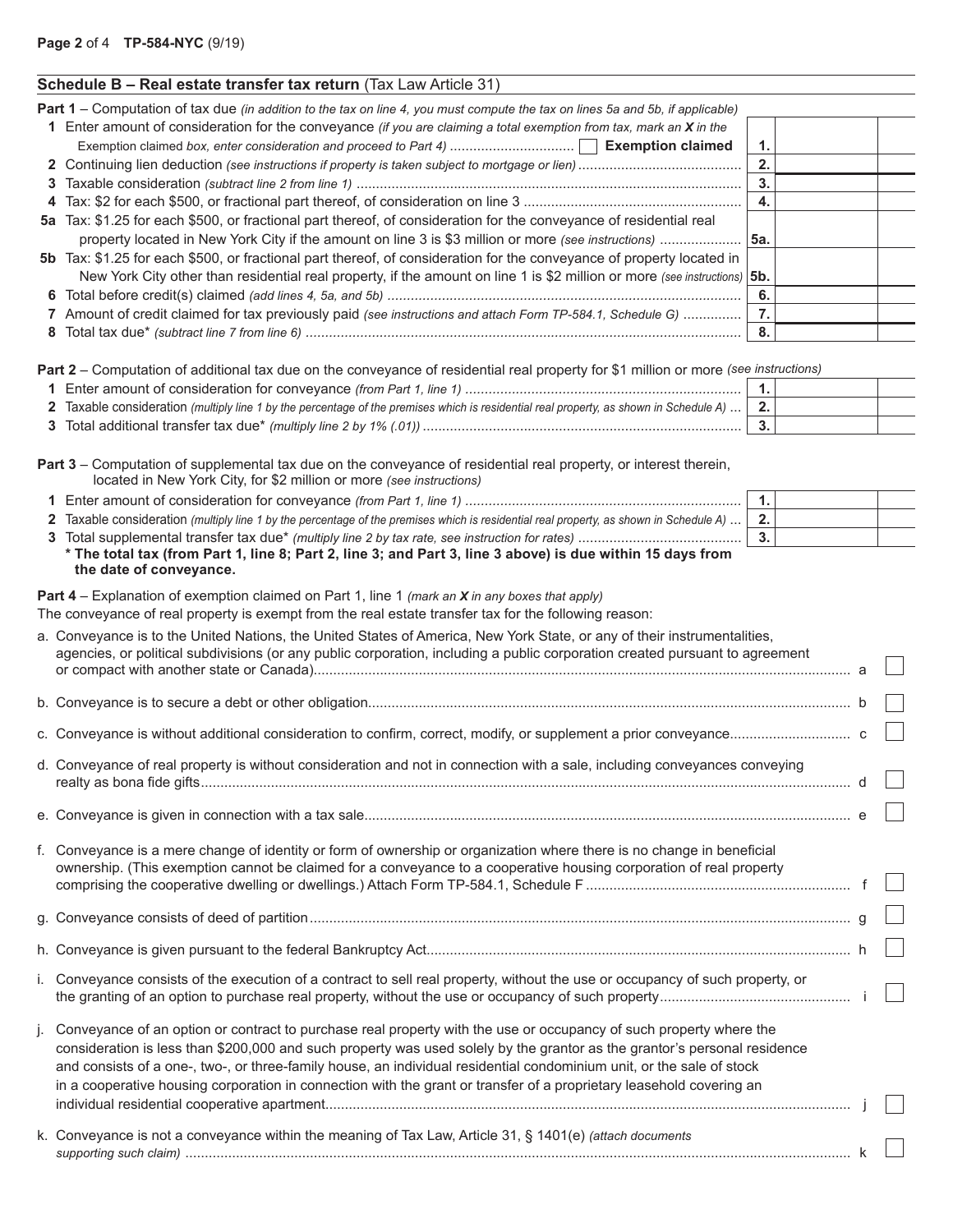## Schedule B – Real estate transfer tax return (Tax Law Article 31)

**Part 1** – Computation of tax due *(in addition to the tax on line 4, you must compute the tax on lines 5a and 5b, if applicable)*

| | | | |
|---|---|---|---|
| **1** Enter amount of consideration for the conveyance *(if you are claiming a total exemption from tax, mark an X in the Exemption claimed box, enter consideration and proceed to Part 4)* ☐ **Exemption claimed** | **1.** | | |
| **2** Continuing lien deduction *(see instructions if property is taken subject to mortgage or lien)* | **2.** | | |
| **3** Taxable consideration *(subtract line 2 from line 1)* | **3.** | | |
| **4** Tax: $2 for each $500, or fractional part thereof, of consideration on line 3 | **4.** | | |
| **5a** Tax: $1.25 for each $500, or fractional part thereof, of consideration for the conveyance of residential real property located in New York City if the amount on line 3 is $3 million or more *(see instructions)* | **5a.** | | |
| **5b** Tax: $1.25 for each $500, or fractional part thereof, of consideration for the conveyance of property located in New York City other than residential real property, if the amount on line 1 is $2 million or more *(see instructions)* | **5b.** | | |
| **6** Total before credit(s) claimed *(add lines 4, 5a, and 5b)* | **6.** | | |
| **7** Amount of credit claimed for tax previously paid *(see instructions and attach Form TP-584.1, Schedule G)* | **7.** | | |
| **8** Total tax due* *(subtract line 7 from line 6)* | **8.** | | |

**Part 2** – Computation of additional tax due on the conveyance of residential real property for $1 million or more *(see instructions)*

| | | | |
|---|---|---|---|
| **1** Enter amount of consideration for conveyance *(from Part 1, line 1)* | **1.** | | |
| **2** Taxable consideration *(multiply line 1 by the percentage of the premises which is residential real property, as shown in Schedule A)* | **2.** | | |
| **3** Total additional transfer tax due* *(multiply line 2 by 1% (.01))* | **3.** | | |

**Part 3** – Computation of supplemental tax due on the conveyance of residential real property, or interest therein, located in New York City, for $2 million or more *(see instructions)*

| | | | |
|---|---|---|---|
| **1** Enter amount of consideration for conveyance *(from Part 1, line 1)* | **1.** | | |
| **2** Taxable consideration *(multiply line 1 by the percentage of the premises which is residential real property, as shown in Schedule A)* | **2.** | | |
| **3** Total supplemental transfer tax due* *(multiply line 2 by tax rate, see instruction for rates)* | **3.** | | |

**\* The total tax (from Part 1, line 8; Part 2, line 3; and Part 3, line 3 above) is due within 15 days from the date of conveyance.**

**Part 4** – Explanation of exemption claimed on Part 1, line 1 *(mark an X in any boxes that apply)*

The conveyance of real property is exempt from the real estate transfer tax for the following reason:

a. Conveyance is to the United Nations, the United States of America, New York State, or any of their instrumentalities, agencies, or political subdivisions (or any public corporation, including a public corporation created pursuant to agreement or compact with another state or Canada) ....... a ☐

b. Conveyance is to secure a debt or other obligation ....... b ☐

c. Conveyance is without additional consideration to confirm, correct, modify, or supplement a prior conveyance ....... c ☐

d. Conveyance of real property is without consideration and not in connection with a sale, including conveyances conveying realty as bona fide gifts ....... d ☐

e. Conveyance is given in connection with a tax sale ....... e ☐

f. Conveyance is a mere change of identity or form of ownership or organization where there is no change in beneficial ownership. (This exemption cannot be claimed for a conveyance to a cooperative housing corporation of real property comprising the cooperative dwelling or dwellings.) Attach Form TP-584.1, Schedule F ....... f ☐

g. Conveyance consists of deed of partition ....... g ☐

h. Conveyance is given pursuant to the federal Bankruptcy Act ....... h ☐

i. Conveyance consists of the execution of a contract to sell real property, without the use or occupancy of such property, or the granting of an option to purchase real property, without the use or occupancy of such property ....... i ☐

j. Conveyance of an option or contract to purchase real property with the use or occupancy of such property where the consideration is less than $200,000 and such property was used solely by the grantor as the grantor's personal residence and consists of a one-, two-, or three-family house, an individual residential condominium unit, or the sale of stock in a cooperative housing corporation in connection with the grant or transfer of a proprietary leasehold covering an individual residential cooperative apartment ....... j ☐

k. Conveyance is not a conveyance within the meaning of Tax Law, Article 31, § 1401(e) *(attach documents supporting such claim)* ....... k ☐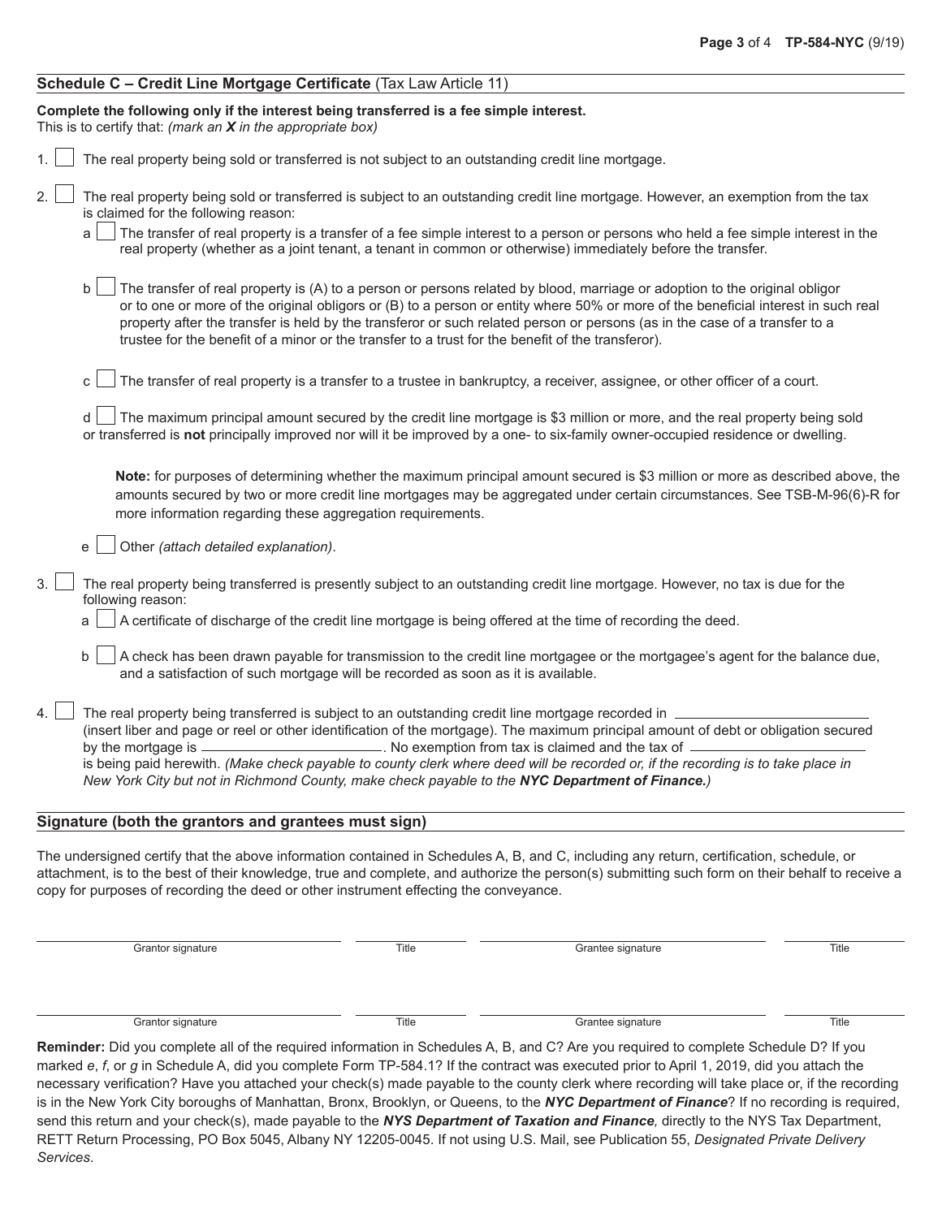## Schedule C – Credit Line Mortgage Certificate (Tax Law Article 11)

**Complete the following only if the interest being transferred is a fee simple interest.**
This is to certify that: *(mark an **X** in the appropriate box)*

1. ☐ The real property being sold or transferred is not subject to an outstanding credit line mortgage.

2. ☐ The real property being sold or transferred is subject to an outstanding credit line mortgage. However, an exemption from the tax is claimed for the following reason:

   a ☐ The transfer of real property is a transfer of a fee simple interest to a person or persons who held a fee simple interest in the real property (whether as a joint tenant, a tenant in common or otherwise) immediately before the transfer.

   b ☐ The transfer of real property is (A) to a person or persons related by blood, marriage or adoption to the original obligor or to one or more of the original obligors or (B) to a person or entity where 50% or more of the beneficial interest in such real property after the transfer is held by the transferor or such related person or persons (as in the case of a transfer to a trustee for the benefit of a minor or the transfer to a trust for the benefit of the transferor).

   c ☐ The transfer of real property is a transfer to a trustee in bankruptcy, a receiver, assignee, or other officer of a court.

   d ☐ The maximum principal amount secured by the credit line mortgage is $3 million or more, and the real property being sold or transferred is **not** principally improved nor will it be improved by a one- to six-family owner-occupied residence or dwelling.

   **Note:** for purposes of determining whether the maximum principal amount secured is $3 million or more as described above, the amounts secured by two or more credit line mortgages may be aggregated under certain circumstances. See TSB-M-96(6)-R for more information regarding these aggregation requirements.

   e ☐ Other *(attach detailed explanation)*.

3. ☐ The real property being transferred is presently subject to an outstanding credit line mortgage. However, no tax is due for the following reason:

   a ☐ A certificate of discharge of the credit line mortgage is being offered at the time of recording the deed.

   b ☐ A check has been drawn payable for transmission to the credit line mortgagee or the mortgagee's agent for the balance due, and a satisfaction of such mortgage will be recorded as soon as it is available.

4. ☐ The real property being transferred is subject to an outstanding credit line mortgage recorded in \_\_\_\_\_\_\_\_\_\_\_\_\_\_\_\_\_\_\_\_ (insert liber and page or reel or other identification of the mortgage). The maximum principal amount of debt or obligation secured by the mortgage is \_\_\_\_\_\_\_\_\_\_\_\_\_\_\_\_\_\_\_\_. No exemption from tax is claimed and the tax of \_\_\_\_\_\_\_\_\_\_\_\_\_\_\_\_\_\_\_\_ is being paid herewith. *(Make check payable to county clerk where deed will be recorded or, if the recording is to take place in New York City but not in Richmond County, make check payable to the **NYC Department of Finance.**)*

## Signature (both the grantors and grantees must sign)

The undersigned certify that the above information contained in Schedules A, B, and C, including any return, certification, schedule, or attachment, is to the best of their knowledge, true and complete, and authorize the person(s) submitting such form on their behalf to receive a copy for purposes of recording the deed or other instrument effecting the conveyance.

| Grantor signature | Title | Grantee signature | Title |
|---|---|---|---|
| | | | |
| Grantor signature | Title | Grantee signature | Title |
| | | | |

**Reminder:** Did you complete all of the required information in Schedules A, B, and C? Are you required to complete Schedule D? If you marked *e*, *f*, or *g* in Schedule A, did you complete Form TP-584.1? If the contract was executed prior to April 1, 2019, did you attach the necessary verification? Have you attached your check(s) made payable to the county clerk where recording will take place or, if the recording is in the New York City boroughs of Manhattan, Bronx, Brooklyn, or Queens, to the ***NYC Department of Finance***? If no recording is required, send this return and your check(s), made payable to the ***NYS Department of Taxation and Finance**,* directly to the NYS Tax Department, RETT Return Processing, PO Box 5045, Albany NY 12205-0045. If not using U.S. Mail, see Publication 55, *Designated Private Delivery Services*.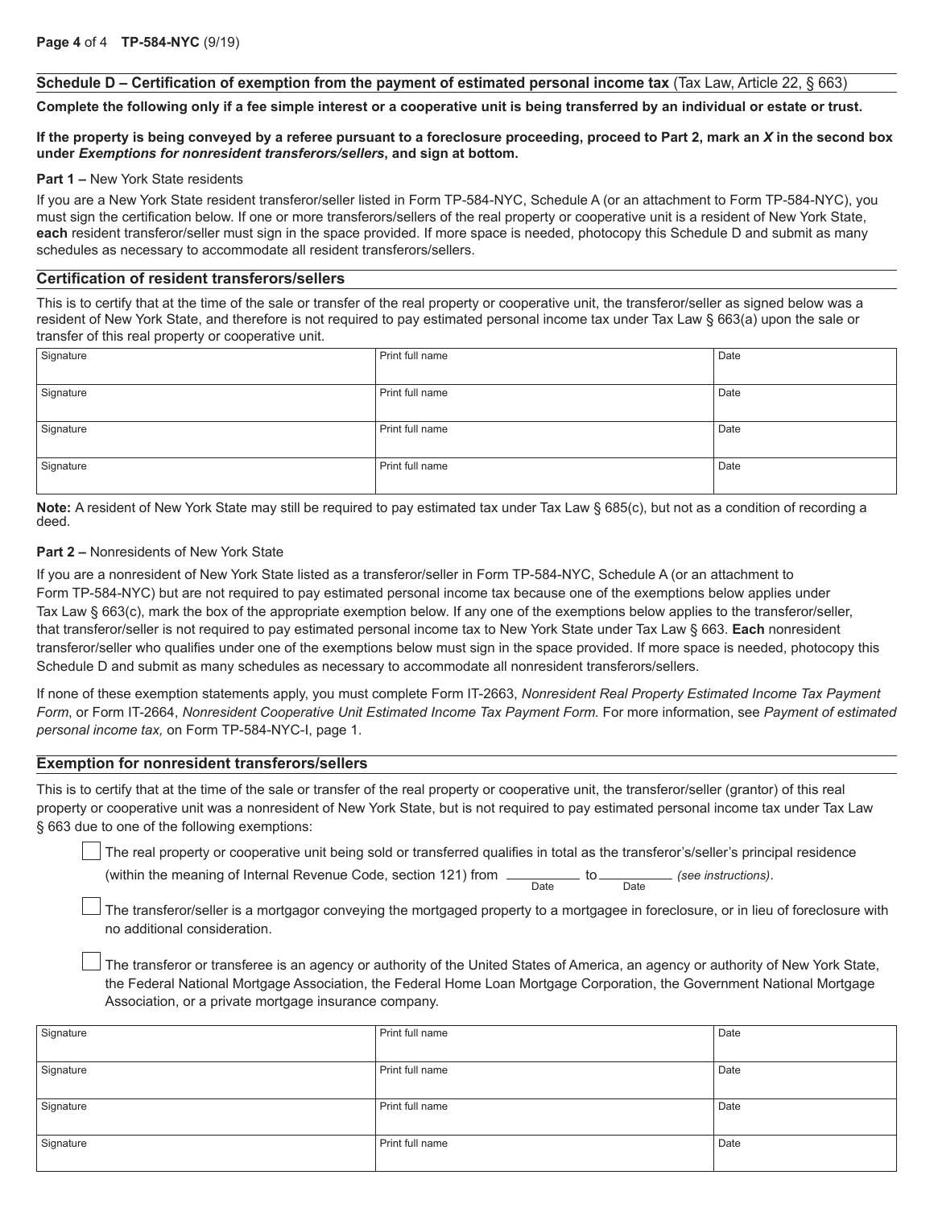## Schedule D – Certification of exemption from the payment of estimated personal income tax (Tax Law, Article 22, § 663)

**Complete the following only if a fee simple interest or a cooperative unit is being transferred by an individual or estate or trust.**

**If the property is being conveyed by a referee pursuant to a foreclosure proceeding, proceed to Part 2, mark an *X* in the second box under *Exemptions for nonresident transferors/sellers*, and sign at bottom.**

**Part 1 –** New York State residents

If you are a New York State resident transferor/seller listed in Form TP-584-NYC, Schedule A (or an attachment to Form TP-584-NYC), you must sign the certification below. If one or more transferors/sellers of the real property or cooperative unit is a resident of New York State, **each** resident transferor/seller must sign in the space provided. If more space is needed, photocopy this Schedule D and submit as many schedules as necessary to accommodate all resident transferors/sellers.

### Certification of resident transferors/sellers

This is to certify that at the time of the sale or transfer of the real property or cooperative unit, the transferor/seller as signed below was a resident of New York State, and therefore is not required to pay estimated personal income tax under Tax Law § 663(a) upon the sale or transfer of this real property or cooperative unit.

| Signature | Print full name | Date |
|---|---|---|
| Signature | Print full name | Date |
| Signature | Print full name | Date |
| Signature | Print full name | Date |

**Note:** A resident of New York State may still be required to pay estimated tax under Tax Law § 685(c), but not as a condition of recording a deed.

**Part 2 –** Nonresidents of New York State

If you are a nonresident of New York State listed as a transferor/seller in Form TP-584-NYC, Schedule A (or an attachment to Form TP-584-NYC) but are not required to pay estimated personal income tax because one of the exemptions below applies under Tax Law § 663(c), mark the box of the appropriate exemption below. If any one of the exemptions below applies to the transferor/seller, that transferor/seller is not required to pay estimated personal income tax to New York State under Tax Law § 663. **Each** nonresident transferor/seller who qualifies under one of the exemptions below must sign in the space provided. If more space is needed, photocopy this Schedule D and submit as many schedules as necessary to accommodate all nonresident transferors/sellers.

If none of these exemption statements apply, you must complete Form IT-2663, *Nonresident Real Property Estimated Income Tax Payment Form*, or Form IT-2664, *Nonresident Cooperative Unit Estimated Income Tax Payment Form.* For more information, see *Payment of estimated personal income tax,* on Form TP-584-NYC-I, page 1.

### Exemption for nonresident transferors/sellers

This is to certify that at the time of the sale or transfer of the real property or cooperative unit, the transferor/seller (grantor) of this real property or cooperative unit was a nonresident of New York State, but is not required to pay estimated personal income tax under Tax Law § 663 due to one of the following exemptions:

- ☐ The real property or cooperative unit being sold or transferred qualifies in total as the transferor's/seller's principal residence (within the meaning of Internal Revenue Code, section 121) from \_\_\_\_\_\_\_\_ (Date) to \_\_\_\_\_\_\_\_ (Date) *(see instructions)*.
- ☐ The transferor/seller is a mortgagor conveying the mortgaged property to a mortgagee in foreclosure, or in lieu of foreclosure with no additional consideration.
- ☐ The transferor or transferee is an agency or authority of the United States of America, an agency or authority of New York State, the Federal National Mortgage Association, the Federal Home Loan Mortgage Corporation, the Government National Mortgage Association, or a private mortgage insurance company.

| Signature | Print full name | Date |
|---|---|---|
| Signature | Print full name | Date |
| Signature | Print full name | Date |
| Signature | Print full name | Date |